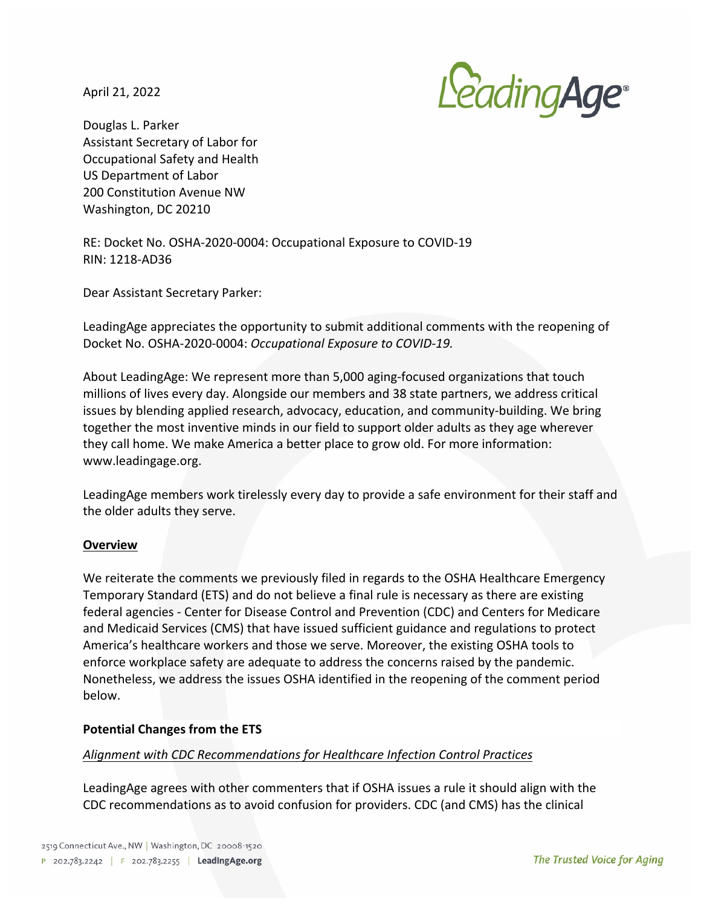April 21, 2022

Douglas L. Parker
Assistant Secretary of Labor for
Occupational Safety and Health
US Department of Labor
200 Constitution Avenue NW
Washington, DC 20210

RE: Docket No. OSHA-2020-0004: Occupational Exposure to COVID-19
RIN: 1218-AD36

Dear Assistant Secretary Parker:

LeadingAge appreciates the opportunity to submit additional comments with the reopening of Docket No. OSHA-2020-0004: *Occupational Exposure to COVID-19.*

About LeadingAge: We represent more than 5,000 aging-focused organizations that touch millions of lives every day. Alongside our members and 38 state partners, we address critical issues by blending applied research, advocacy, education, and community-building. We bring together the most inventive minds in our field to support older adults as they age wherever they call home. We make America a better place to grow old. For more information: www.leadingage.org.

LeadingAge members work tirelessly every day to provide a safe environment for their staff and the older adults they serve.

**<u>Overview</u>**

We reiterate the comments we previously filed in regards to the OSHA Healthcare Emergency Temporary Standard (ETS) and do not believe a final rule is necessary as there are existing federal agencies - Center for Disease Control and Prevention (CDC) and Centers for Medicare and Medicaid Services (CMS) that have issued sufficient guidance and regulations to protect America's healthcare workers and those we serve. Moreover, the existing OSHA tools to enforce workplace safety are adequate to address the concerns raised by the pandemic. Nonetheless, we address the issues OSHA identified in the reopening of the comment period below.

**Potential Changes from the ETS**

*<u>Alignment with CDC Recommendations for Healthcare Infection Control Practices</u>*

LeadingAge agrees with other commenters that if OSHA issues a rule it should align with the CDC recommendations as to avoid confusion for providers. CDC (and CMS) has the clinical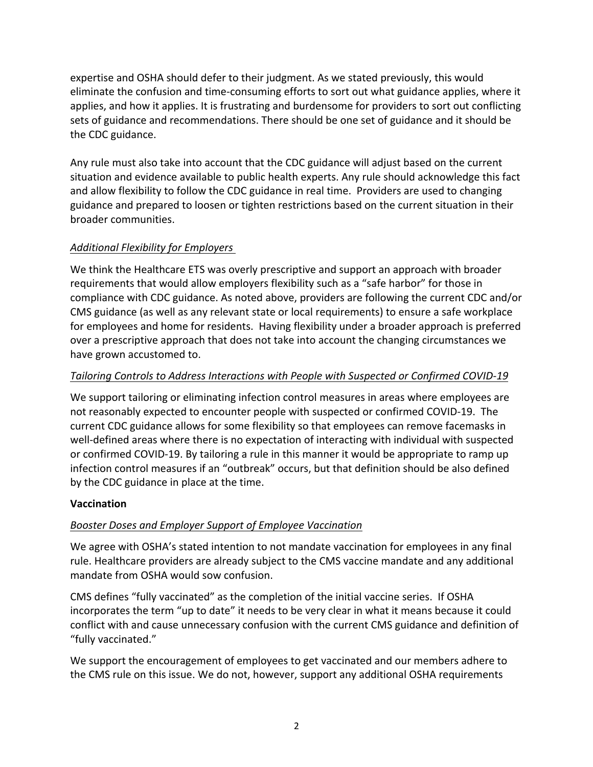expertise and OSHA should defer to their judgment. As we stated previously, this would eliminate the confusion and time-consuming efforts to sort out what guidance applies, where it applies, and how it applies. It is frustrating and burdensome for providers to sort out conflicting sets of guidance and recommendations. There should be one set of guidance and it should be the CDC guidance.

Any rule must also take into account that the CDC guidance will adjust based on the current situation and evidence available to public health experts. Any rule should acknowledge this fact and allow flexibility to follow the CDC guidance in real time. Providers are used to changing guidance and prepared to loosen or tighten restrictions based on the current situation in their broader communities.

*Additional Flexibility for Employers*

We think the Healthcare ETS was overly prescriptive and support an approach with broader requirements that would allow employers flexibility such as a "safe harbor" for those in compliance with CDC guidance. As noted above, providers are following the current CDC and/or CMS guidance (as well as any relevant state or local requirements) to ensure a safe workplace for employees and home for residents. Having flexibility under a broader approach is preferred over a prescriptive approach that does not take into account the changing circumstances we have grown accustomed to.

*Tailoring Controls to Address Interactions with People with Suspected or Confirmed COVID-19*

We support tailoring or eliminating infection control measures in areas where employees are not reasonably expected to encounter people with suspected or confirmed COVID-19. The current CDC guidance allows for some flexibility so that employees can remove facemasks in well-defined areas where there is no expectation of interacting with individual with suspected or confirmed COVID-19. By tailoring a rule in this manner it would be appropriate to ramp up infection control measures if an "outbreak" occurs, but that definition should be also defined by the CDC guidance in place at the time.

**Vaccination**

*Booster Doses and Employer Support of Employee Vaccination*

We agree with OSHA's stated intention to not mandate vaccination for employees in any final rule. Healthcare providers are already subject to the CMS vaccine mandate and any additional mandate from OSHA would sow confusion.

CMS defines "fully vaccinated" as the completion of the initial vaccine series. If OSHA incorporates the term "up to date" it needs to be very clear in what it means because it could conflict with and cause unnecessary confusion with the current CMS guidance and definition of "fully vaccinated."

We support the encouragement of employees to get vaccinated and our members adhere to the CMS rule on this issue. We do not, however, support any additional OSHA requirements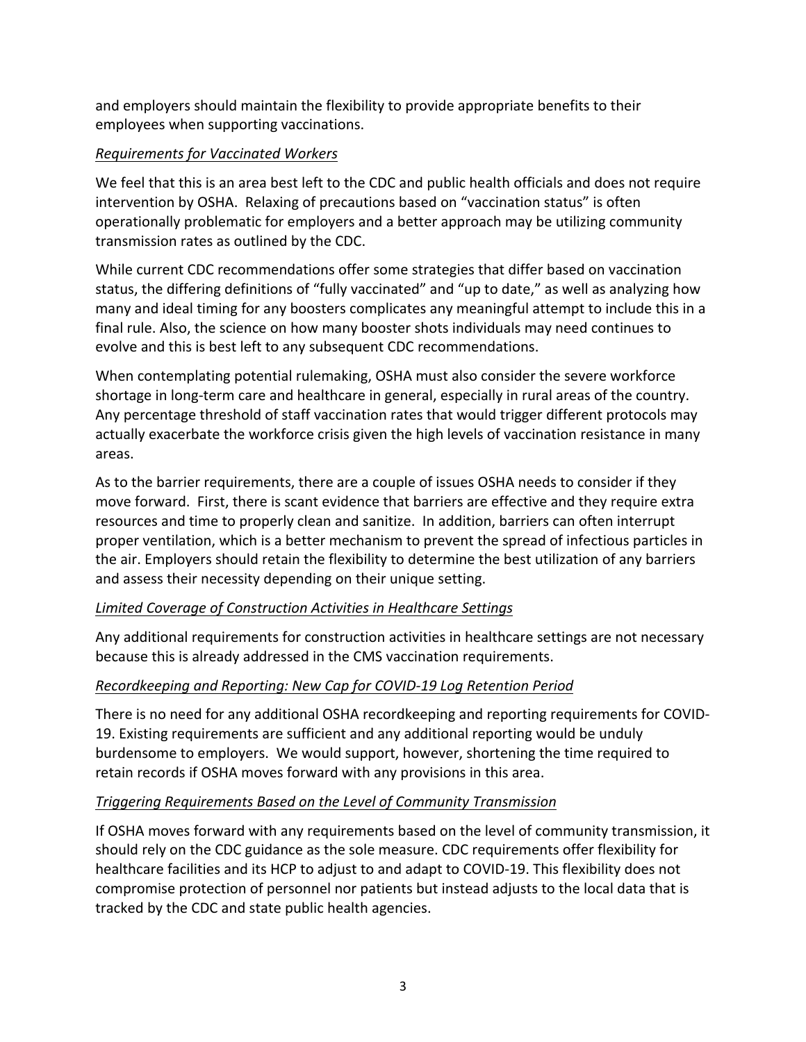and employers should maintain the flexibility to provide appropriate benefits to their employees when supporting vaccinations.

*Requirements for Vaccinated Workers*

We feel that this is an area best left to the CDC and public health officials and does not require intervention by OSHA. Relaxing of precautions based on "vaccination status" is often operationally problematic for employers and a better approach may be utilizing community transmission rates as outlined by the CDC.

While current CDC recommendations offer some strategies that differ based on vaccination status, the differing definitions of "fully vaccinated" and "up to date," as well as analyzing how many and ideal timing for any boosters complicates any meaningful attempt to include this in a final rule. Also, the science on how many booster shots individuals may need continues to evolve and this is best left to any subsequent CDC recommendations.

When contemplating potential rulemaking, OSHA must also consider the severe workforce shortage in long-term care and healthcare in general, especially in rural areas of the country. Any percentage threshold of staff vaccination rates that would trigger different protocols may actually exacerbate the workforce crisis given the high levels of vaccination resistance in many areas.

As to the barrier requirements, there are a couple of issues OSHA needs to consider if they move forward. First, there is scant evidence that barriers are effective and they require extra resources and time to properly clean and sanitize. In addition, barriers can often interrupt proper ventilation, which is a better mechanism to prevent the spread of infectious particles in the air. Employers should retain the flexibility to determine the best utilization of any barriers and assess their necessity depending on their unique setting.

*Limited Coverage of Construction Activities in Healthcare Settings*

Any additional requirements for construction activities in healthcare settings are not necessary because this is already addressed in the CMS vaccination requirements.

*Recordkeeping and Reporting: New Cap for COVID-19 Log Retention Period*

There is no need for any additional OSHA recordkeeping and reporting requirements for COVID-19. Existing requirements are sufficient and any additional reporting would be unduly burdensome to employers. We would support, however, shortening the time required to retain records if OSHA moves forward with any provisions in this area.

*Triggering Requirements Based on the Level of Community Transmission*

If OSHA moves forward with any requirements based on the level of community transmission, it should rely on the CDC guidance as the sole measure. CDC requirements offer flexibility for healthcare facilities and its HCP to adjust to and adapt to COVID-19. This flexibility does not compromise protection of personnel nor patients but instead adjusts to the local data that is tracked by the CDC and state public health agencies.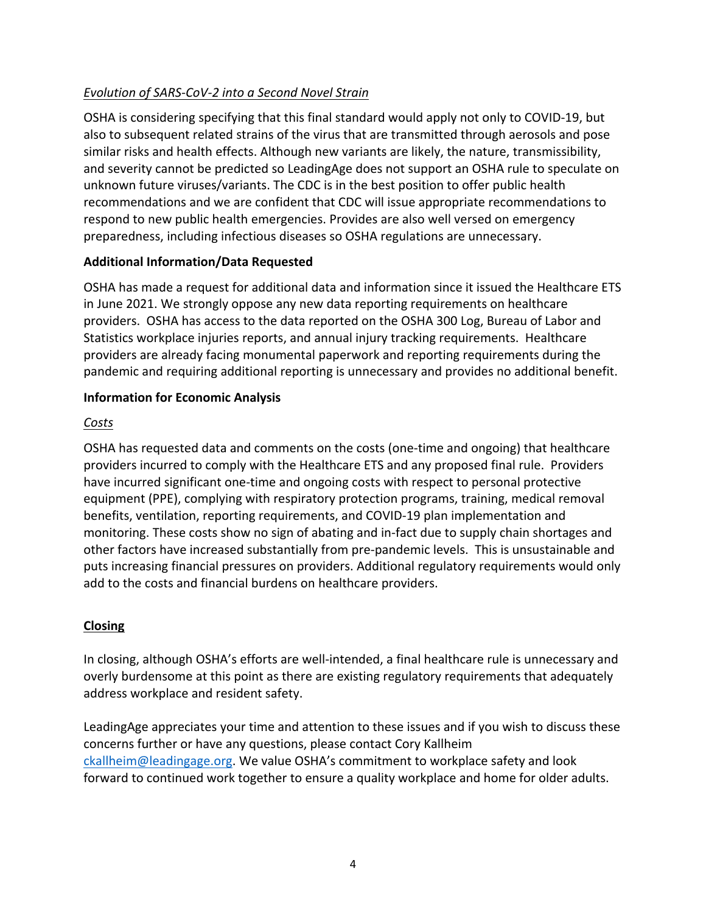*Evolution of SARS-CoV-2 into a Second Novel Strain*

OSHA is considering specifying that this final standard would apply not only to COVID-19, but also to subsequent related strains of the virus that are transmitted through aerosols and pose similar risks and health effects. Although new variants are likely, the nature, transmissibility, and severity cannot be predicted so LeadingAge does not support an OSHA rule to speculate on unknown future viruses/variants. The CDC is in the best position to offer public health recommendations and we are confident that CDC will issue appropriate recommendations to respond to new public health emergencies. Provides are also well versed on emergency preparedness, including infectious diseases so OSHA regulations are unnecessary.

**Additional Information/Data Requested**

OSHA has made a request for additional data and information since it issued the Healthcare ETS in June 2021. We strongly oppose any new data reporting requirements on healthcare providers. OSHA has access to the data reported on the OSHA 300 Log, Bureau of Labor and Statistics workplace injuries reports, and annual injury tracking requirements. Healthcare providers are already facing monumental paperwork and reporting requirements during the pandemic and requiring additional reporting is unnecessary and provides no additional benefit.

**Information for Economic Analysis**

*Costs*

OSHA has requested data and comments on the costs (one-time and ongoing) that healthcare providers incurred to comply with the Healthcare ETS and any proposed final rule. Providers have incurred significant one-time and ongoing costs with respect to personal protective equipment (PPE), complying with respiratory protection programs, training, medical removal benefits, ventilation, reporting requirements, and COVID-19 plan implementation and monitoring. These costs show no sign of abating and in-fact due to supply chain shortages and other factors have increased substantially from pre-pandemic levels. This is unsustainable and puts increasing financial pressures on providers. Additional regulatory requirements would only add to the costs and financial burdens on healthcare providers.

**Closing**

In closing, although OSHA's efforts are well-intended, a final healthcare rule is unnecessary and overly burdensome at this point as there are existing regulatory requirements that adequately address workplace and resident safety.

LeadingAge appreciates your time and attention to these issues and if you wish to discuss these concerns further or have any questions, please contact Cory Kallheim ckallheim@leadingage.org. We value OSHA's commitment to workplace safety and look forward to continued work together to ensure a quality workplace and home for older adults.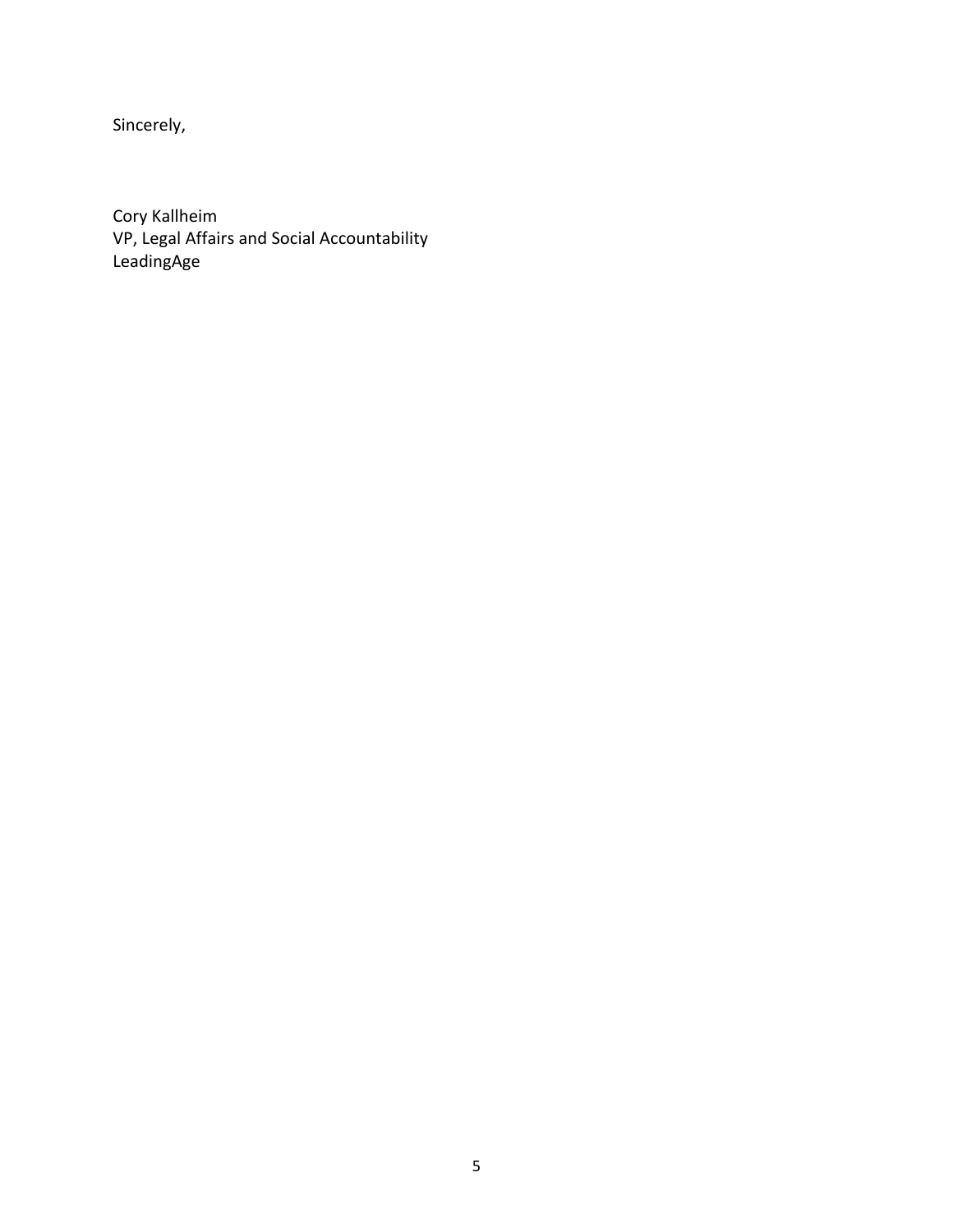Sincerely,

Cory Kallheim  
VP, Legal Affairs and Social Accountability  
LeadingAge